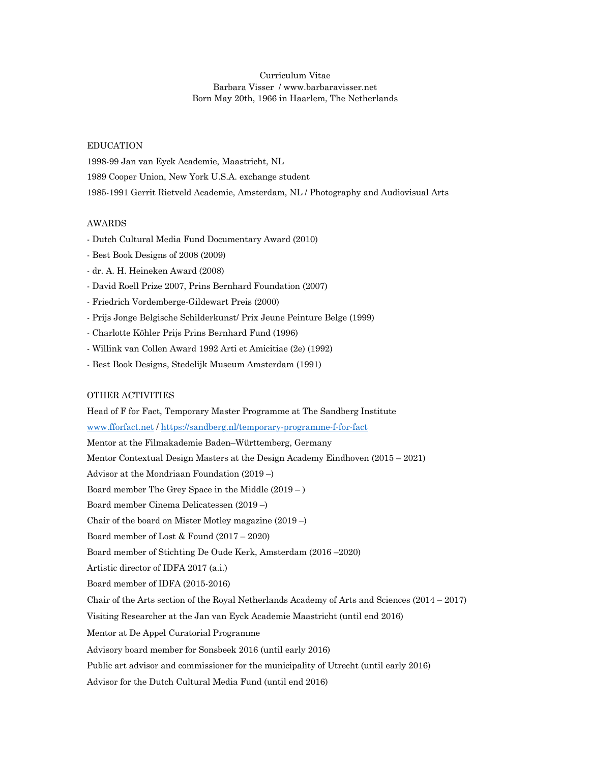Curriculum Vitae
Barbara Visser / www.barbaravisser.net
Born May 20th, 1966 in Haarlem, The Netherlands

## EDUCATION

1998-99 Jan van Eyck Academie, Maastricht, NL

1989 Cooper Union, New York U.S.A. exchange student

1985-1991 Gerrit Rietveld Academie, Amsterdam, NL / Photography and Audiovisual Arts

## AWARDS

- Dutch Cultural Media Fund Documentary Award (2010)
- Best Book Designs of 2008 (2009)
- dr. A. H. Heineken Award (2008)
- David Roell Prize 2007, Prins Bernhard Foundation (2007)
- Friedrich Vordemberge-Gildewart Preis (2000)
- Prijs Jonge Belgische Schilderkunst/ Prix Jeune Peinture Belge (1999)
- Charlotte Köhler Prijs Prins Bernhard Fund (1996)
- Willink van Collen Award 1992 Arti et Amicitiae (2e) (1992)
- Best Book Designs, Stedelijk Museum Amsterdam (1991)

## OTHER ACTIVITIES

Head of F for Fact, Temporary Master Programme at The Sandberg Institute

www.fforfact.net / https://sandberg.nl/temporary-programme-f-for-fact

Mentor at the Filmakademie Baden–Württemberg, Germany

Mentor Contextual Design Masters at the Design Academy Eindhoven (2015 – 2021)

Advisor at the Mondriaan Foundation (2019 –)

Board member The Grey Space in the Middle (2019 – )

Board member Cinema Delicatessen (2019 –)

Chair of the board on Mister Motley magazine (2019 –)

Board member of Lost & Found (2017 – 2020)

Board member of Stichting De Oude Kerk, Amsterdam (2016 –2020)

Artistic director of IDFA 2017 (a.i.)

Board member of IDFA (2015-2016)

Chair of the Arts section of the Royal Netherlands Academy of Arts and Sciences (2014 – 2017)

Visiting Researcher at the Jan van Eyck Academie Maastricht (until end 2016)

Mentor at De Appel Curatorial Programme

Advisory board member for Sonsbeek 2016 (until early 2016)

Public art advisor and commissioner for the municipality of Utrecht (until early 2016)

Advisor for the Dutch Cultural Media Fund (until end 2016)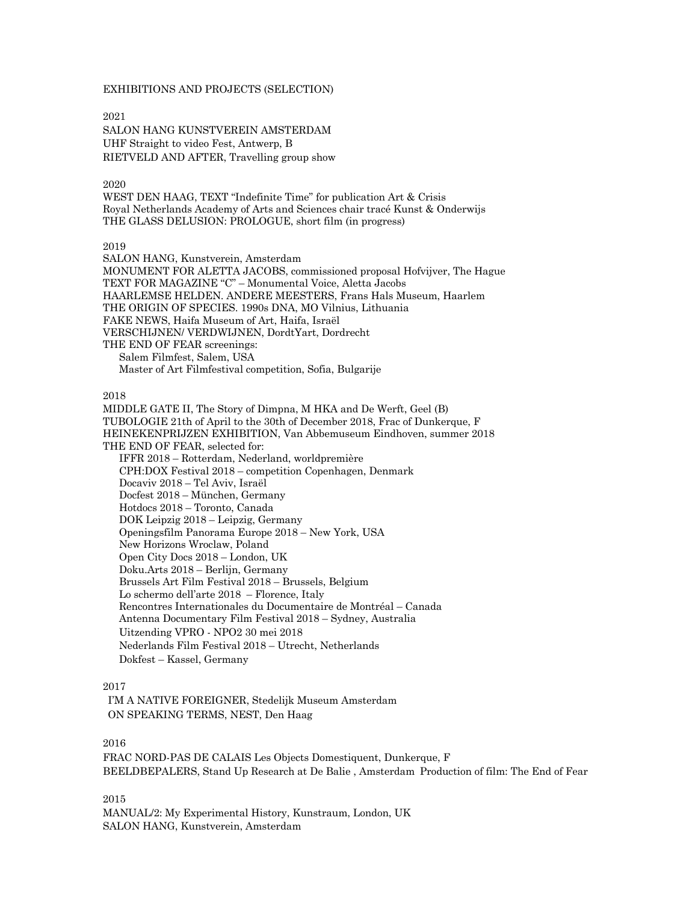## EXHIBITIONS AND PROJECTS (SELECTION)

### 2021

SALON HANG KUNSTVEREIN AMSTERDAM
UHF Straight to video Fest, Antwerp, B
RIETVELD AND AFTER, Travelling group show

### 2020

WEST DEN HAAG, TEXT "Indefinite Time" for publication Art & Crisis
Royal Netherlands Academy of Arts and Sciences chair tracé Kunst & Onderwijs
THE GLASS DELUSION: PROLOGUE, short film (in progress)

### 2019

SALON HANG, Kunstverein, Amsterdam
MONUMENT FOR ALETTA JACOBS, commissioned proposal Hofvijver, The Hague
TEXT FOR MAGAZINE "C" – Monumental Voice, Aletta Jacobs
HAARLEMSE HELDEN. ANDERE MEESTERS, Frans Hals Museum, Haarlem
THE ORIGIN OF SPECIES. 1990s DNA, MO Vilnius, Lithuania
FAKE NEWS, Haifa Museum of Art, Haifa, Israël
VERSCHIJNEN/ VERDWIJNEN, DordtYart, Dordrecht
THE END OF FEAR screenings:

- Salem Filmfest, Salem, USA
- Master of Art Filmfestival competition, Sofia, Bulgarije

### 2018

MIDDLE GATE II, The Story of Dimpna, M HKA and De Werft, Geel (B)
TUBOLOGIE 21th of April to the 30th of December 2018, Frac of Dunkerque, F
HEINEKENPRIJZEN EXHIBITION, Van Abbemuseum Eindhoven, summer 2018
THE END OF FEAR, selected for:

- IFFR 2018 – Rotterdam, Nederland, worldpremière
- CPH:DOX Festival 2018 – competition Copenhagen, Denmark
- Docaviv 2018 – Tel Aviv, Israël
- Docfest 2018 – München, Germany
- Hotdocs 2018 – Toronto, Canada
- DOK Leipzig 2018 – Leipzig, Germany
- Openingsfilm Panorama Europe 2018 – New York, USA
- New Horizons Wroclaw, Poland
- Open City Docs 2018 – London, UK
- Doku.Arts 2018 – Berlijn, Germany
- Brussels Art Film Festival 2018 – Brussels, Belgium
- Lo schermo dell'arte 2018 – Florence, Italy
- Rencontres Internationales du Documentaire de Montréal – Canada
- Antenna Documentary Film Festival 2018 – Sydney, Australia
- Uitzending VPRO - NPO2 30 mei 2018
- Nederlands Film Festival 2018 – Utrecht, Netherlands
- Dokfest – Kassel, Germany

### 2017

I'M A NATIVE FOREIGNER, Stedelijk Museum Amsterdam
ON SPEAKING TERMS, NEST, Den Haag

### 2016

FRAC NORD-PAS DE CALAIS Les Objects Domestiquent, Dunkerque, F
BEELDBEPALERS, Stand Up Research at De Balie , Amsterdam Production of film: The End of Fear

### 2015

MANUAL/2: My Experimental History, Kunstraum, London, UK
SALON HANG, Kunstverein, Amsterdam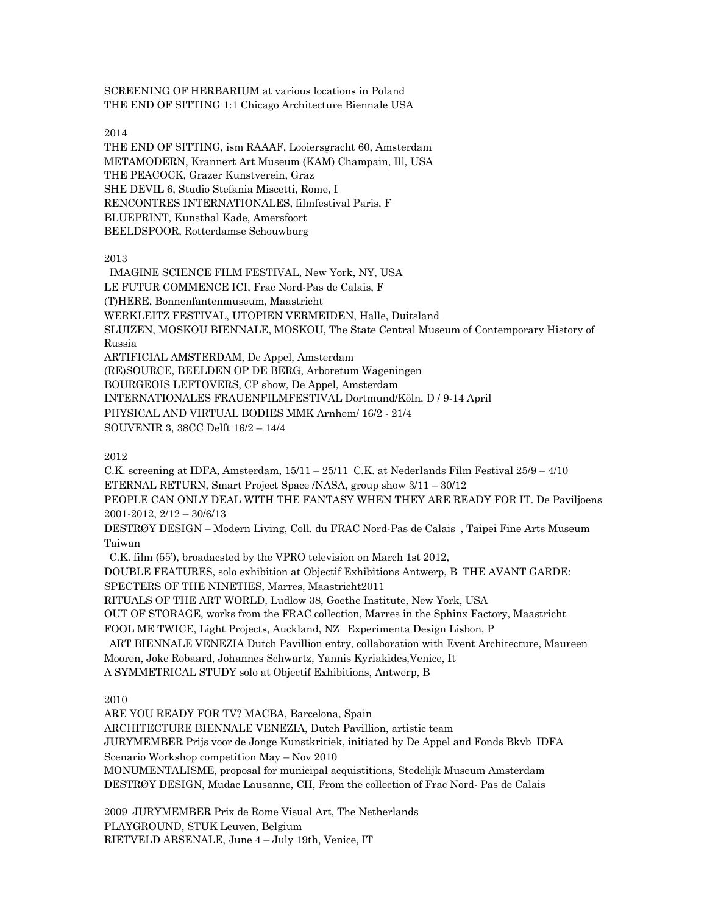SCREENING OF HERBARIUM at various locations in Poland
THE END OF SITTING 1:1 Chicago Architecture Biennale USA

2014

THE END OF SITTING, ism RAAAF, Looiersgracht 60, Amsterdam
METAMODERN, Krannert Art Museum (KAM) Champain, Ill, USA
THE PEACOCK, Grazer Kunstverein, Graz
SHE DEVIL 6, Studio Stefania Miscetti, Rome, I
RENCONTRES INTERNATIONALES, filmfestival Paris, F
BLUEPRINT, Kunsthal Kade, Amersfoort
BEELDSPOOR, Rotterdamse Schouwburg

2013

IMAGINE SCIENCE FILM FESTIVAL, New York, NY, USA
LE FUTUR COMMENCE ICI, Frac Nord-Pas de Calais, F
(T)HERE, Bonnenfantenmuseum, Maastricht
WERKLEITZ FESTIVAL, UTOPIEN VERMEIDEN, Halle, Duitsland
SLUIZEN, MOSKOU BIENNALE, MOSKOU, The State Central Museum of Contemporary History of Russia
ARTIFICIAL AMSTERDAM, De Appel, Amsterdam
(RE)SOURCE, BEELDEN OP DE BERG, Arboretum Wageningen
BOURGEOIS LEFTOVERS, CP show, De Appel, Amsterdam
INTERNATIONALES FRAUENFILMFESTIVAL Dortmund/Köln, D / 9-14 April
PHYSICAL AND VIRTUAL BODIES MMK Arnhem/ 16/2 - 21/4
SOUVENIR 3, 38CC Delft 16/2 – 14/4

2012

C.K. screening at IDFA, Amsterdam, 15/11 – 25/11 C.K. at Nederlands Film Festival 25/9 – 4/10
ETERNAL RETURN, Smart Project Space /NASA, group show 3/11 – 30/12
PEOPLE CAN ONLY DEAL WITH THE FANTASY WHEN THEY ARE READY FOR IT. De Paviljoens 2001-2012, 2/12 – 30/6/13
DESTRØY DESIGN – Modern Living, Coll. du FRAC Nord-Pas de Calais , Taipei Fine Arts Museum Taiwan
C.K. film (55'), broadacsted by the VPRO television on March 1st 2012,
DOUBLE FEATURES, solo exhibition at Objectif Exhibitions Antwerp, B THE AVANT GARDE: SPECTERS OF THE NINETIES, Marres, Maastricht2011
RITUALS OF THE ART WORLD, Ludlow 38, Goethe Institute, New York, USA
OUT OF STORAGE, works from the FRAC collection, Marres in the Sphinx Factory, Maastricht
FOOL ME TWICE, Light Projects, Auckland, NZ Experimenta Design Lisbon, P
ART BIENNALE VENEZIA Dutch Pavillion entry, collaboration with Event Architecture, Maureen Mooren, Joke Robaard, Johannes Schwartz, Yannis Kyriakides,Venice, It
A SYMMETRICAL STUDY solo at Objectif Exhibitions, Antwerp, B

2010

ARE YOU READY FOR TV? MACBA, Barcelona, Spain
ARCHITECTURE BIENNALE VENEZIA, Dutch Pavillion, artistic team
JURYMEMBER Prijs voor de Jonge Kunstkritiek, initiated by De Appel and Fonds Bkvb IDFA Scenario Workshop competition May – Nov 2010
MONUMENTALISME, proposal for municipal acquistitions, Stedelijk Museum Amsterdam
DESTRØY DESIGN, Mudac Lausanne, CH, From the collection of Frac Nord- Pas de Calais

2009 JURYMEMBER Prix de Rome Visual Art, The Netherlands
PLAYGROUND, STUK Leuven, Belgium
RIETVELD ARSENALE, June 4 – July 19th, Venice, IT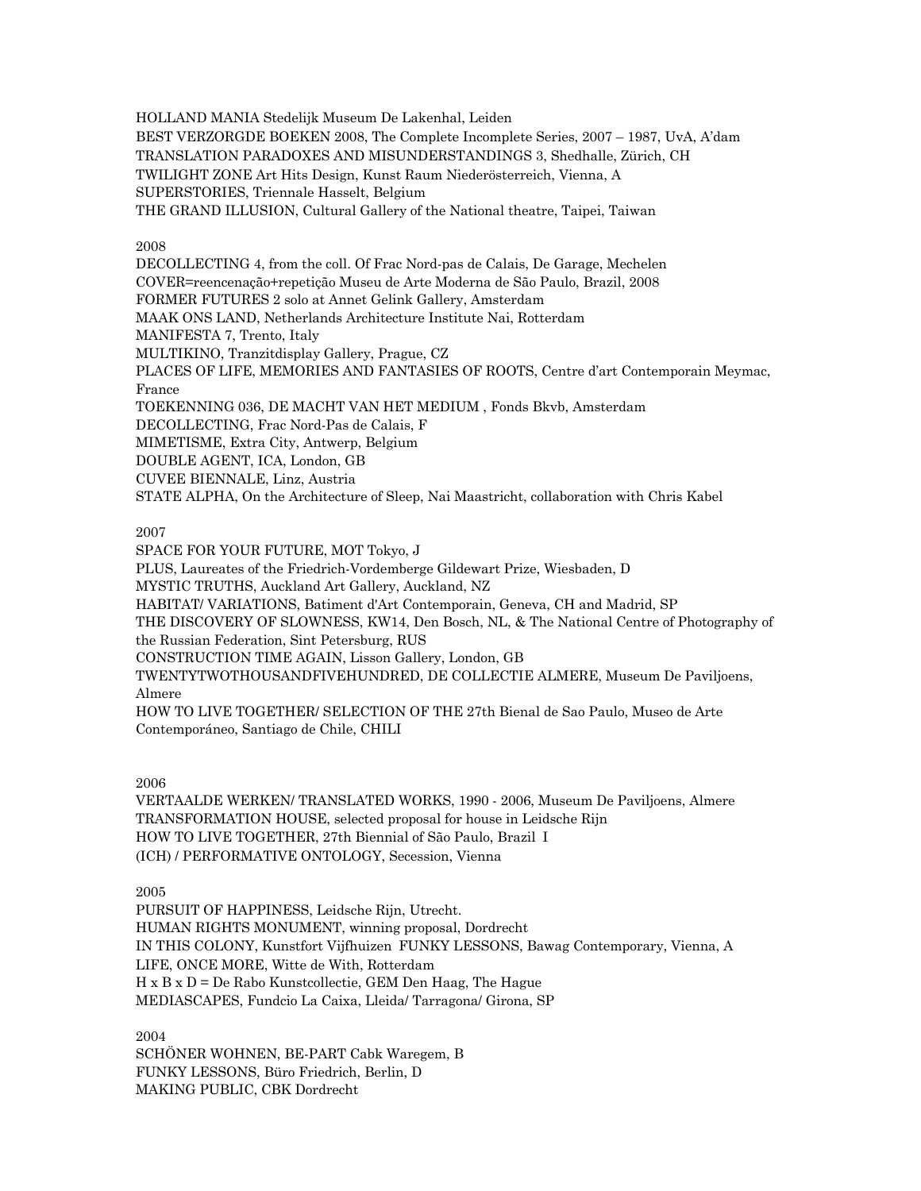HOLLAND MANIA Stedelijk Museum De Lakenhal, Leiden
BEST VERZORGDE BOEKEN 2008, The Complete Incomplete Series, 2007 – 1987, UvA, A'dam
TRANSLATION PARADOXES AND MISUNDERSTANDINGS 3, Shedhalle, Zürich, CH
TWILIGHT ZONE Art Hits Design, Kunst Raum Niederösterreich, Vienna, A
SUPERSTORIES, Triennale Hasselt, Belgium
THE GRAND ILLUSION, Cultural Gallery of the National theatre, Taipei, Taiwan

2008
DECOLLECTING 4, from the coll. Of Frac Nord-pas de Calais, De Garage, Mechelen
COVER=reencenação+repetição Museu de Arte Moderna de São Paulo, Brazil, 2008
FORMER FUTURES 2 solo at Annet Gelink Gallery, Amsterdam
MAAK ONS LAND, Netherlands Architecture Institute Nai, Rotterdam
MANIFESTA 7, Trento, Italy
MULTIKINO, Tranzitdisplay Gallery, Prague, CZ
PLACES OF LIFE, MEMORIES AND FANTASIES OF ROOTS, Centre d'art Contemporain Meymac, France
TOEKENNING 036, DE MACHT VAN HET MEDIUM , Fonds Bkvb, Amsterdam
DECOLLECTING, Frac Nord-Pas de Calais, F
MIMETISME, Extra City, Antwerp, Belgium
DOUBLE AGENT, ICA, London, GB
CUVEE BIENNALE, Linz, Austria
STATE ALPHA, On the Architecture of Sleep, Nai Maastricht, collaboration with Chris Kabel

2007
SPACE FOR YOUR FUTURE, MOT Tokyo, J
PLUS, Laureates of the Friedrich-Vordemberge Gildewart Prize, Wiesbaden, D
MYSTIC TRUTHS, Auckland Art Gallery, Auckland, NZ
HABITAT/ VARIATIONS, Batiment d'Art Contemporain, Geneva, CH and Madrid, SP
THE DISCOVERY OF SLOWNESS, KW14, Den Bosch, NL, & The National Centre of Photography of the Russian Federation, Sint Petersburg, RUS
CONSTRUCTION TIME AGAIN, Lisson Gallery, London, GB
TWENTYTWOTHOUSANDFIVEHUNDRED, DE COLLECTIE ALMERE, Museum De Paviljoens, Almere
HOW TO LIVE TOGETHER/ SELECTION OF THE 27th Bienal de Sao Paulo, Museo de Arte Contemporáneo, Santiago de Chile, CHILI

2006
VERTAALDE WERKEN/ TRANSLATED WORKS, 1990 - 2006, Museum De Paviljoens, Almere
TRANSFORMATION HOUSE, selected proposal for house in Leidsche Rijn
HOW TO LIVE TOGETHER, 27th Biennial of São Paulo, Brazil I
(ICH) / PERFORMATIVE ONTOLOGY, Secession, Vienna

2005
PURSUIT OF HAPPINESS, Leidsche Rijn, Utrecht.
HUMAN RIGHTS MONUMENT, winning proposal, Dordrecht
IN THIS COLONY, Kunstfort Vijfhuizen FUNKY LESSONS, Bawag Contemporary, Vienna, A
LIFE, ONCE MORE, Witte de With, Rotterdam
H x B x D = De Rabo Kunstcollectie, GEM Den Haag, The Hague
MEDIASCAPES, Fundcio La Caixa, Lleida/ Tarragona/ Girona, SP

2004
SCHÖNER WOHNEN, BE-PART Cabk Waregem, B
FUNKY LESSONS, Büro Friedrich, Berlin, D
MAKING PUBLIC, CBK Dordrecht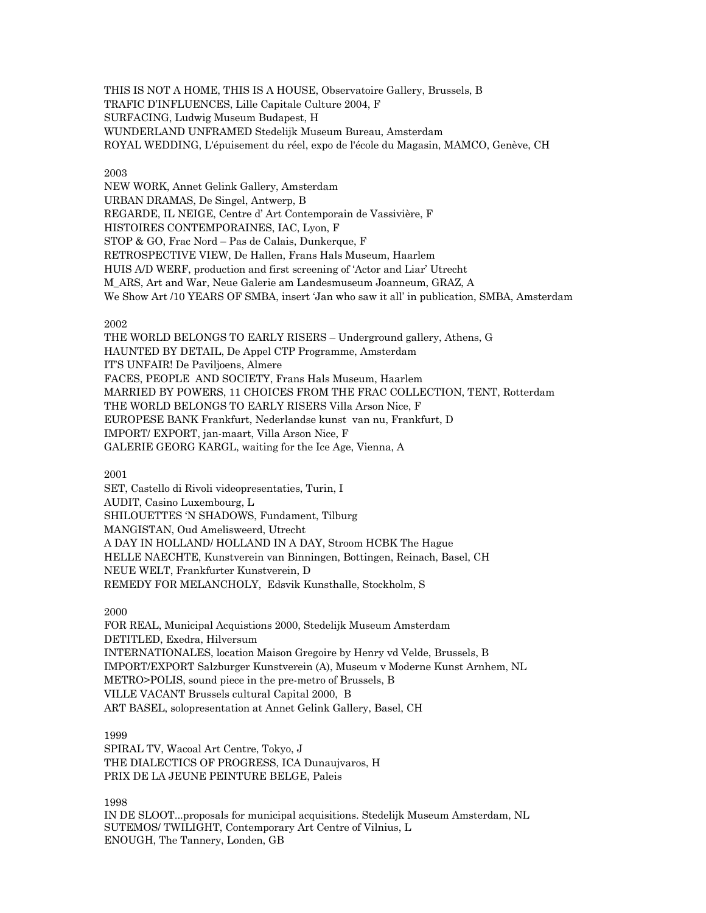THIS IS NOT A HOME, THIS IS A HOUSE, Observatoire Gallery, Brussels, B
TRAFIC D'INFLUENCES, Lille Capitale Culture 2004, F
SURFACING, Ludwig Museum Budapest, H
WUNDERLAND UNFRAMED Stedelijk Museum Bureau, Amsterdam
ROYAL WEDDING, L'épuisement du réel, expo de l'école du Magasin, MAMCO, Genève, CH

2003
NEW WORK, Annet Gelink Gallery, Amsterdam
URBAN DRAMAS, De Singel, Antwerp, B
REGARDE, IL NEIGE, Centre d' Art Contemporain de Vassivière, F
HISTOIRES CONTEMPORAINES, IAC, Lyon, F
STOP & GO, Frac Nord – Pas de Calais, Dunkerque, F
RETROSPECTIVE VIEW, De Hallen, Frans Hals Museum, Haarlem
HUIS A/D WERF, production and first screening of 'Actor and Liar' Utrecht
M_ARS, Art and War, Neue Galerie am Landesmuseum Joanneum, GRAZ, A
We Show Art /10 YEARS OF SMBA, insert 'Jan who saw it all' in publication, SMBA, Amsterdam

2002
THE WORLD BELONGS TO EARLY RISERS – Underground gallery, Athens, G
HAUNTED BY DETAIL, De Appel CTP Programme, Amsterdam
IT'S UNFAIR! De Paviljoens, Almere
FACES, PEOPLE AND SOCIETY, Frans Hals Museum, Haarlem
MARRIED BY POWERS, 11 CHOICES FROM THE FRAC COLLECTION, TENT, Rotterdam
THE WORLD BELONGS TO EARLY RISERS Villa Arson Nice, F
EUROPESE BANK Frankfurt, Nederlandse kunst van nu, Frankfurt, D
IMPORT/ EXPORT, jan-maart, Villa Arson Nice, F
GALERIE GEORG KARGL, waiting for the Ice Age, Vienna, A

2001
SET, Castello di Rivoli videopresentaties, Turin, I
AUDIT, Casino Luxembourg, L
SHILOUETTES 'N SHADOWS, Fundament, Tilburg
MANGISTAN, Oud Amelisweerd, Utrecht
A DAY IN HOLLAND/ HOLLAND IN A DAY, Stroom HCBK The Hague
HELLE NAECHTE, Kunstverein van Binningen, Bottingen, Reinach, Basel, CH
NEUE WELT, Frankfurter Kunstverein, D
REMEDY FOR MELANCHOLY, Edsvik Kunsthalle, Stockholm, S

2000
FOR REAL, Municipal Acquistions 2000, Stedelijk Museum Amsterdam
DETITLED, Exedra, Hilversum
INTERNATIONALES, location Maison Gregoire by Henry vd Velde, Brussels, B
IMPORT/EXPORT Salzburger Kunstverein (A), Museum v Moderne Kunst Arnhem, NL
METRO>POLIS, sound piece in the pre-metro of Brussels, B
VILLE VACANT Brussels cultural Capital 2000, B
ART BASEL, solopresentation at Annet Gelink Gallery, Basel, CH

1999
SPIRAL TV, Wacoal Art Centre, Tokyo, J
THE DIALECTICS OF PROGRESS, ICA Dunaujvaros, H
PRIX DE LA JEUNE PEINTURE BELGE, Paleis

1998
IN DE SLOOT...proposals for municipal acquisitions. Stedelijk Museum Amsterdam, NL
SUTEMOS/ TWILIGHT, Contemporary Art Centre of Vilnius, L
ENOUGH, The Tannery, Londen, GB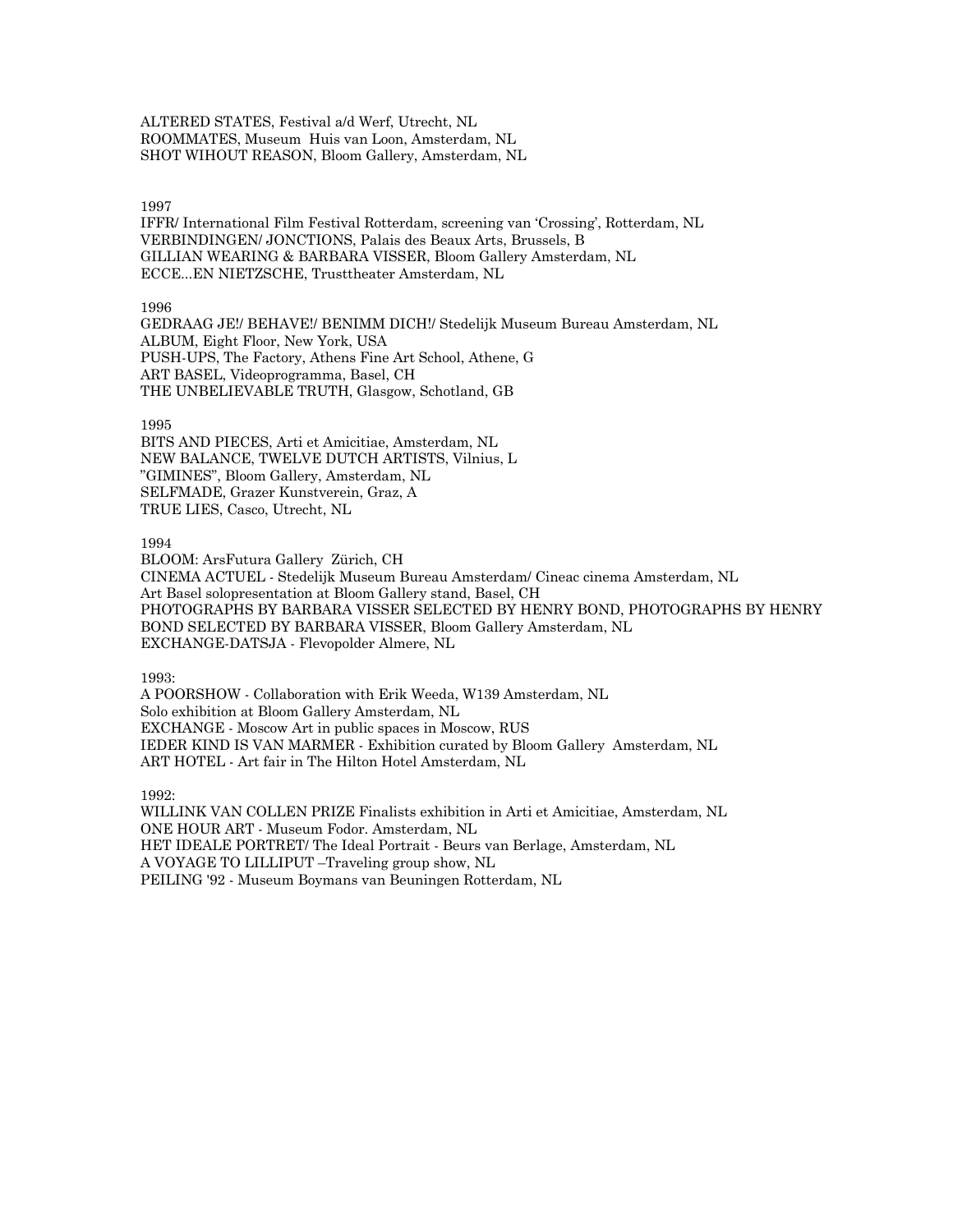ALTERED STATES, Festival a/d Werf, Utrecht, NL
ROOMMATES, Museum Huis van Loon, Amsterdam, NL
SHOT WIHOUT REASON, Bloom Gallery, Amsterdam, NL

1997
IFFR/ International Film Festival Rotterdam, screening van 'Crossing', Rotterdam, NL
VERBINDINGEN/ JONCTIONS, Palais des Beaux Arts, Brussels, B
GILLIAN WEARING & BARBARA VISSER, Bloom Gallery Amsterdam, NL
ECCE...EN NIETZSCHE, Trusttheater Amsterdam, NL

1996
GEDRAAG JE!/ BEHAVE!/ BENIMM DICH!/ Stedelijk Museum Bureau Amsterdam, NL
ALBUM, Eight Floor, New York, USA
PUSH-UPS, The Factory, Athens Fine Art School, Athene, G
ART BASEL, Videoprogramma, Basel, CH
THE UNBELIEVABLE TRUTH, Glasgow, Schotland, GB

1995
BITS AND PIECES, Arti et Amicitiae, Amsterdam, NL
NEW BALANCE, TWELVE DUTCH ARTISTS, Vilnius, L
"GIMINES", Bloom Gallery, Amsterdam, NL
SELFMADE, Grazer Kunstverein, Graz, A
TRUE LIES, Casco, Utrecht, NL

1994
BLOOM: ArsFutura Gallery Zürich, CH
CINEMA ACTUEL - Stedelijk Museum Bureau Amsterdam/ Cineac cinema Amsterdam, NL
Art Basel solopresentation at Bloom Gallery stand, Basel, CH
PHOTOGRAPHS BY BARBARA VISSER SELECTED BY HENRY BOND, PHOTOGRAPHS BY HENRY BOND SELECTED BY BARBARA VISSER, Bloom Gallery Amsterdam, NL
EXCHANGE-DATSJA - Flevopolder Almere, NL

1993:
A POORSHOW - Collaboration with Erik Weeda, W139 Amsterdam, NL
Solo exhibition at Bloom Gallery Amsterdam, NL
EXCHANGE - Moscow Art in public spaces in Moscow, RUS
IEDER KIND IS VAN MARMER - Exhibition curated by Bloom Gallery Amsterdam, NL
ART HOTEL - Art fair in The Hilton Hotel Amsterdam, NL

1992:
WILLINK VAN COLLEN PRIZE Finalists exhibition in Arti et Amicitiae, Amsterdam, NL
ONE HOUR ART - Museum Fodor. Amsterdam, NL
HET IDEALE PORTRET/ The Ideal Portrait - Beurs van Berlage, Amsterdam, NL
A VOYAGE TO LILLIPUT –Traveling group show, NL
PEILING '92 - Museum Boymans van Beuningen Rotterdam, NL